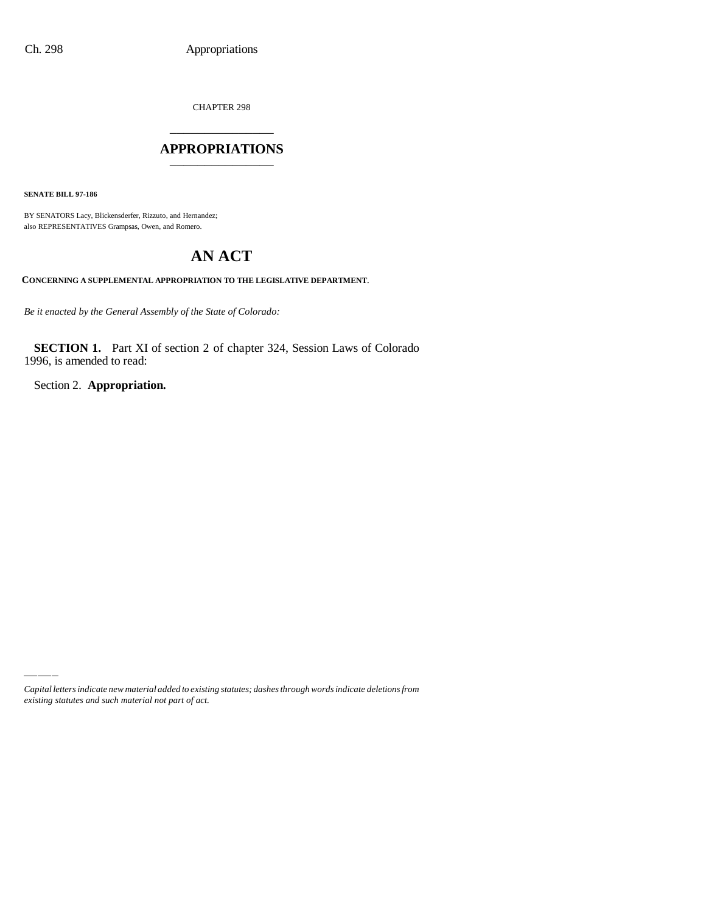CHAPTER 298

# APPROPRIATIONS

**SENATE BILL 97-186**

BY SENATORS Lacy, Blickensderfer, Rizzuto, and Hernandez;
also REPRESENTATIVES Grampsas, Owen, and Romero.

# AN ACT

**CONCERNING A SUPPLEMENTAL APPROPRIATION TO THE LEGISLATIVE DEPARTMENT.**

*Be it enacted by the General Assembly of the State of Colorado:*

**SECTION 1.** Part XI of section 2 of chapter 324, Session Laws of Colorado 1996, is amended to read:

Section 2. **Appropriation.**

*Capital letters indicate new material added to existing statutes; dashes through words indicate deletions from existing statutes and such material not part of act.*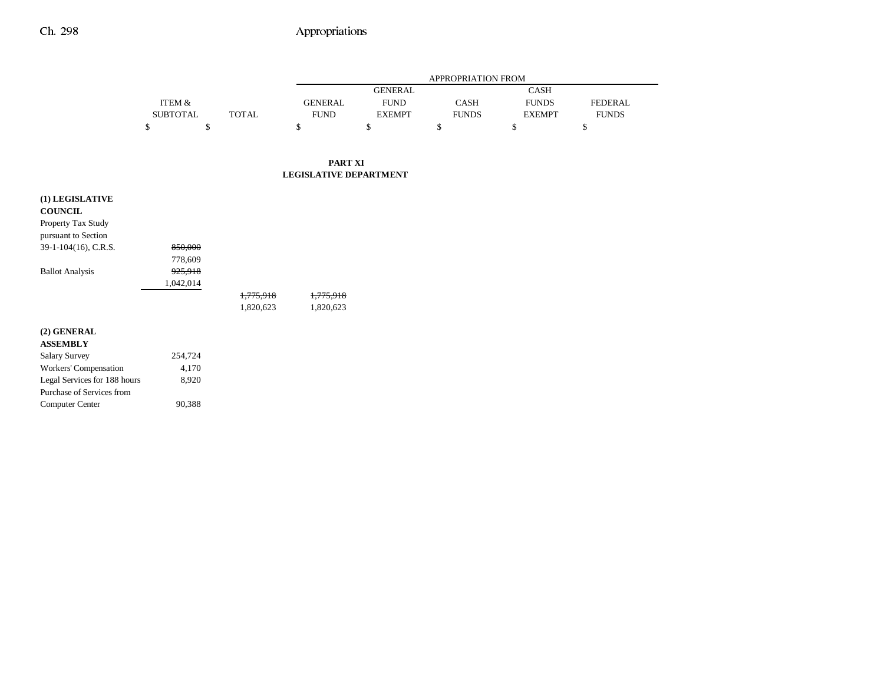| | ITEM & SUBTOTAL | TOTAL | APPROPRIATION FROM GENERAL FUND | GENERAL FUND EXEMPT | CASH FUNDS | CASH FUNDS EXEMPT | FEDERAL FUNDS |
|---|---|---|---|---|---|---|---|
| | $ | $ | $ | $ | $ | $ | $ |

**PART XI**
**LEGISLATIVE DEPARTMENT**

| | ITEM & SUBTOTAL | TOTAL | GENERAL FUND | GENERAL FUND EXEMPT | CASH FUNDS | CASH FUNDS EXEMPT | FEDERAL FUNDS |
|---|---|---|---|---|---|---|---|
| **(1) LEGISLATIVE COUNCIL** | | | | | | | |
| Property Tax Study pursuant to Section 39-1-104(16), C.R.S. | ~~850,000~~ 778,609 | | | | | | |
| Ballot Analysis | ~~925,918~~ 1,042,014 | | | | | | |
| | | ~~1,775,918~~ 1,820,623 | ~~1,775,918~~ 1,820,623 | | | | |
| **(2) GENERAL ASSEMBLY** | | | | | | | |
| Salary Survey | 254,724 | | | | | | |
| Workers' Compensation | 4,170 | | | | | | |
| Legal Services for 188 hours | 8,920 | | | | | | |
| Purchase of Services from Computer Center | 90,388 | | | | | | |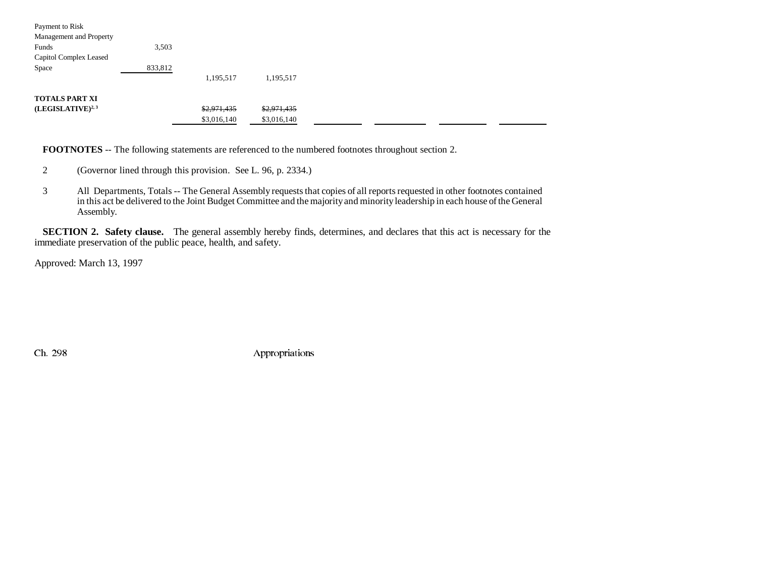| | | | | | | | | |
|---|---|---|---|---|---|---|---|---|
| Payment to Risk Management and Property Funds | 3,503 | | | | | | | |
| Capitol Complex Leased Space | 833,812 | | | | | | | |
| | | 1,195,517 | 1,195,517 | | | | | |
| **TOTALS PART XI (LEGISLATIVE)**[2, 3] | | ~~$2,971,435~~ $3,016,140 | ~~$2,971,435~~ $3,016,140 | | | | | |

**FOOTNOTES** -- The following statements are referenced to the numbered footnotes throughout section 2.

2 (Governor lined through this provision. See L. 96, p. 2334.)

3 All Departments, Totals -- The General Assembly requests that copies of all reports requested in other footnotes contained in this act be delivered to the Joint Budget Committee and the majority and minority leadership in each house of the General Assembly.

**SECTION 2. Safety clause.** The general assembly hereby finds, determines, and declares that this act is necessary for the immediate preservation of the public peace, health, and safety.

Approved: March 13, 1997